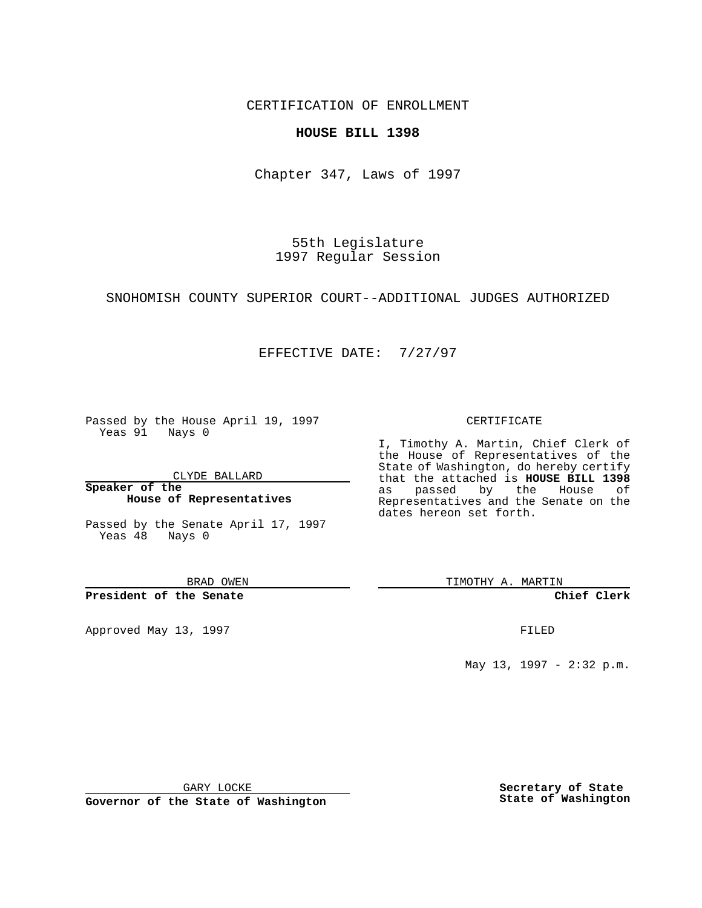CERTIFICATION OF ENROLLMENT

**HOUSE BILL 1398**

Chapter 347, Laws of 1997

55th Legislature
1997 Regular Session

SNOHOMISH COUNTY SUPERIOR COURT--ADDITIONAL JUDGES AUTHORIZED

EFFECTIVE DATE: 7/27/97

Passed by the House April 19, 1997
Yeas 91 Nays 0

CLYDE BALLARD

**Speaker of the House of Representatives**

Passed by the Senate April 17, 1997
Yeas 48 Nays 0

BRAD OWEN

**President of the Senate**

Approved May 13, 1997

GARY LOCKE

**Governor of the State of Washington**

CERTIFICATE

I, Timothy A. Martin, Chief Clerk of the House of Representatives of the State of Washington, do hereby certify that the attached is **HOUSE BILL 1398** as passed by the House of Representatives and the Senate on the dates hereon set forth.

TIMOTHY A. MARTIN

**Chief Clerk**

FILED

May 13, 1997 - 2:32 p.m.

**Secretary of State State of Washington**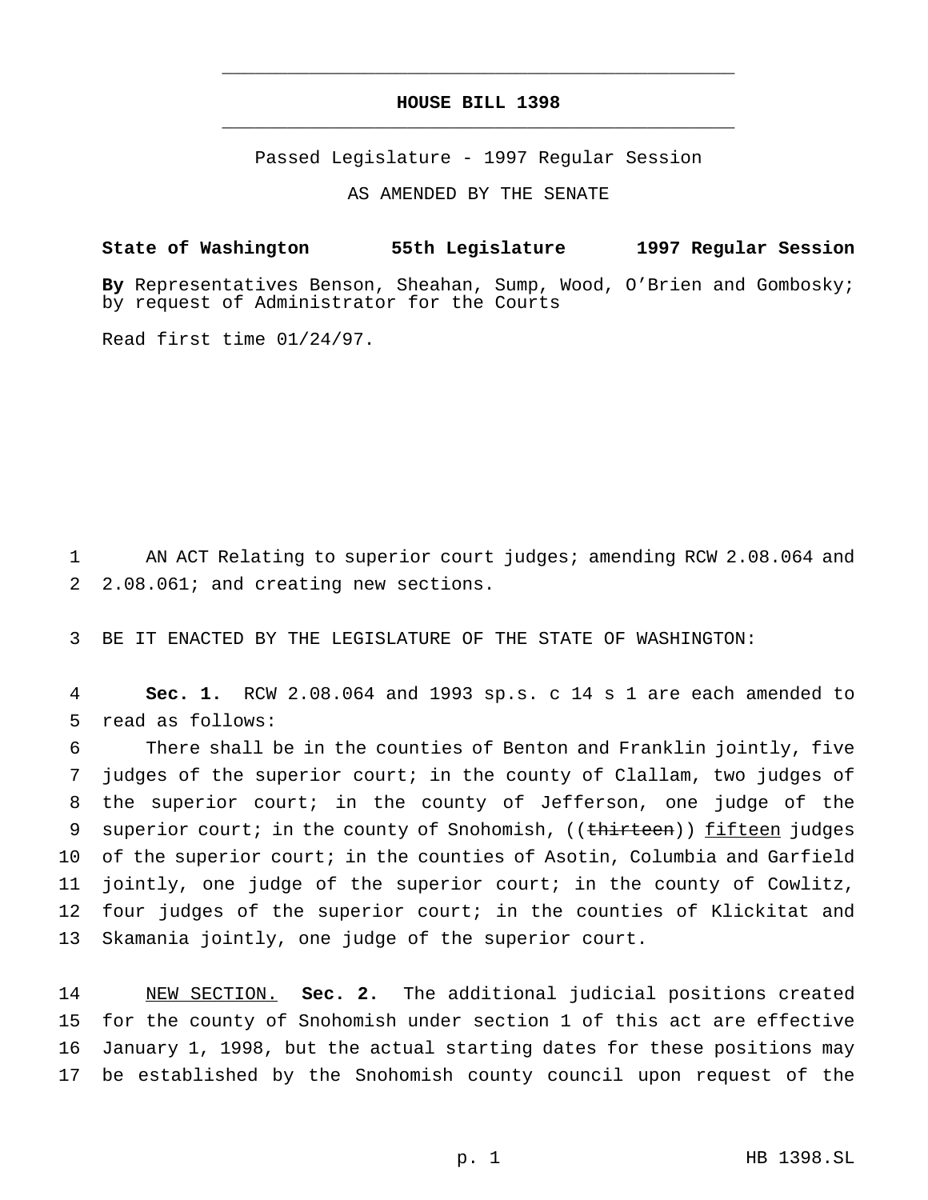# HOUSE BILL 1398

Passed Legislature - 1997 Regular Session

AS AMENDED BY THE SENATE

**State of Washington 55th Legislature 1997 Regular Session**

**By** Representatives Benson, Sheahan, Sump, Wood, O'Brien and Gombosky; by request of Administrator for the Courts

Read first time 01/24/97.

AN ACT Relating to superior court judges; amending RCW 2.08.064 and 2.08.061; and creating new sections.

BE IT ENACTED BY THE LEGISLATURE OF THE STATE OF WASHINGTON:

**Sec. 1.** RCW 2.08.064 and 1993 sp.s. c 14 s 1 are each amended to read as follows:

There shall be in the counties of Benton and Franklin jointly, five judges of the superior court; in the county of Clallam, two judges of the superior court; in the county of Jefferson, one judge of the superior court; in the county of Snohomish, ((~~thirteen~~)) <u>fifteen</u> judges of the superior court; in the counties of Asotin, Columbia and Garfield jointly, one judge of the superior court; in the county of Cowlitz, four judges of the superior court; in the counties of Klickitat and Skamania jointly, one judge of the superior court.

<u>NEW SECTION.</u> **Sec. 2.** The additional judicial positions created for the county of Snohomish under section 1 of this act are effective January 1, 1998, but the actual starting dates for these positions may be established by the Snohomish county council upon request of the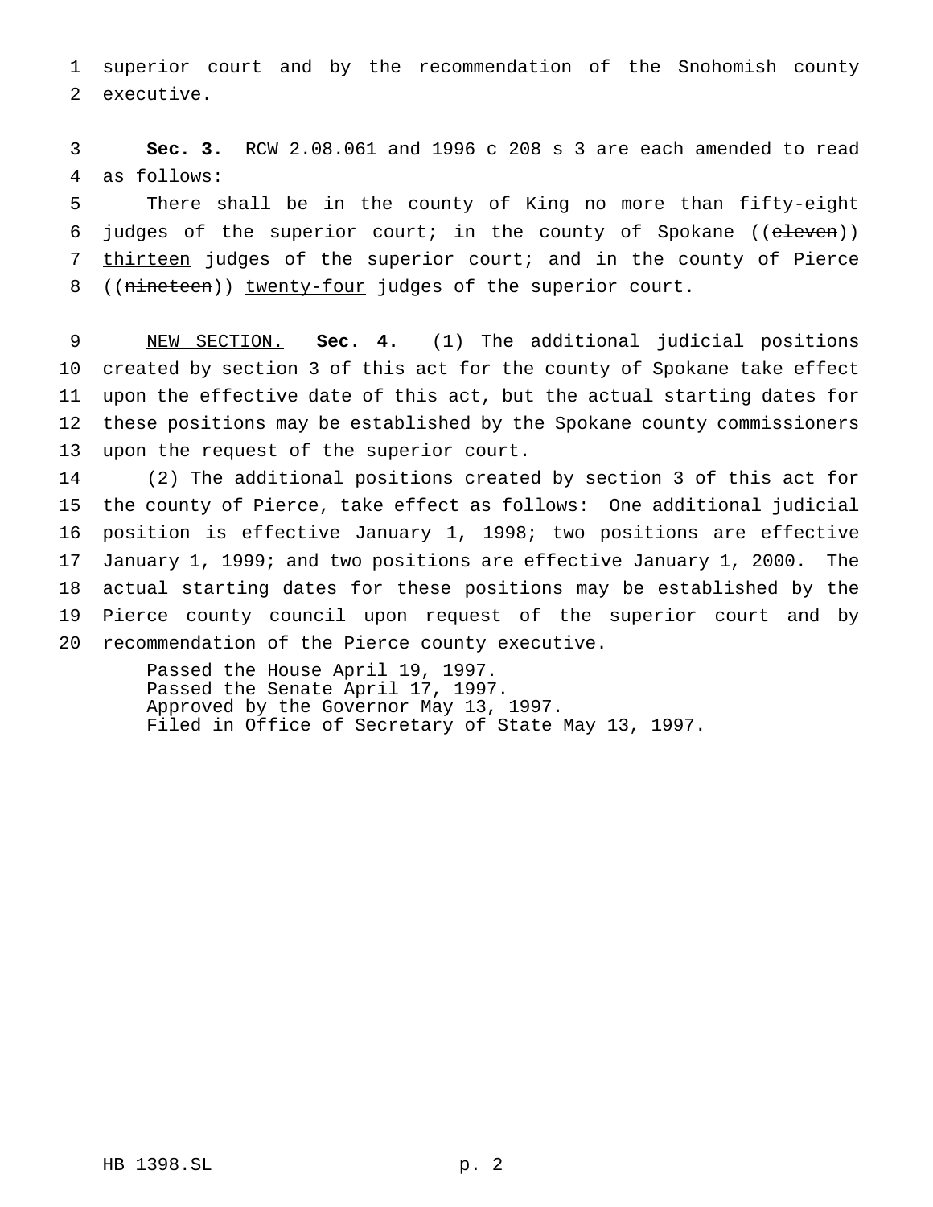superior court and by the recommendation of the Snohomish county executive.

**Sec. 3.** RCW 2.08.061 and 1996 c 208 s 3 are each amended to read as follows:

There shall be in the county of King no more than fifty-eight judges of the superior court; in the county of Spokane ((~~eleven~~)) <u>thirteen</u> judges of the superior court; and in the county of Pierce ((~~nineteen~~)) <u>twenty-four</u> judges of the superior court.

<u>NEW SECTION.</u> **Sec. 4.** (1) The additional judicial positions created by section 3 of this act for the county of Spokane take effect upon the effective date of this act, but the actual starting dates for these positions may be established by the Spokane county commissioners upon the request of the superior court.

(2) The additional positions created by section 3 of this act for the county of Pierce, take effect as follows: One additional judicial position is effective January 1, 1998; two positions are effective January 1, 1999; and two positions are effective January 1, 2000. The actual starting dates for these positions may be established by the Pierce county council upon request of the superior court and by recommendation of the Pierce county executive.

Passed the House April 19, 1997.
Passed the Senate April 17, 1997.
Approved by the Governor May 13, 1997.
Filed in Office of Secretary of State May 13, 1997.